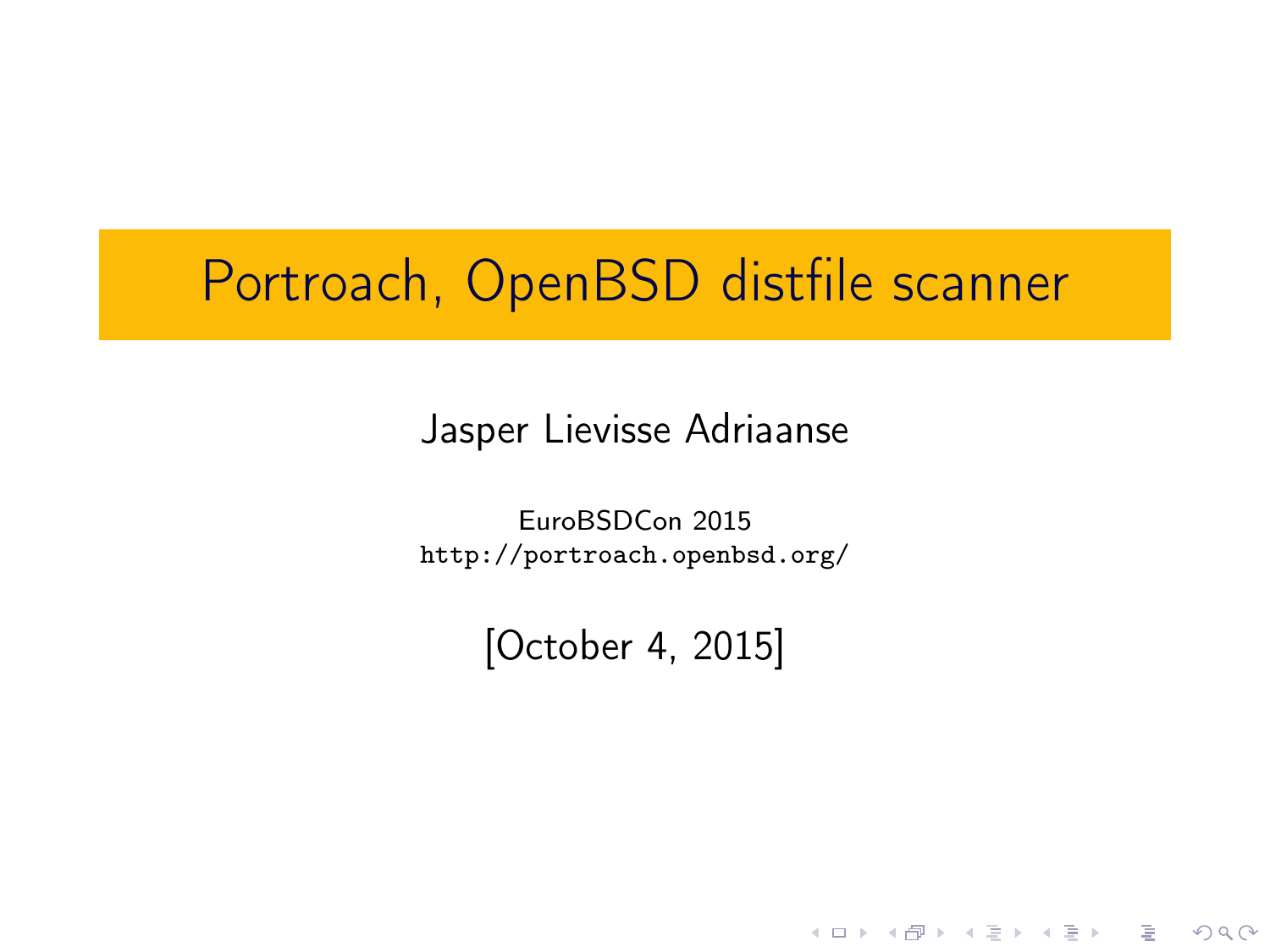# Portroach, OpenBSD distfile scanner

Jasper Lievisse Adriaanse

EuroBSDCon 2015
http://portroach.openbsd.org/

[October 4, 2015]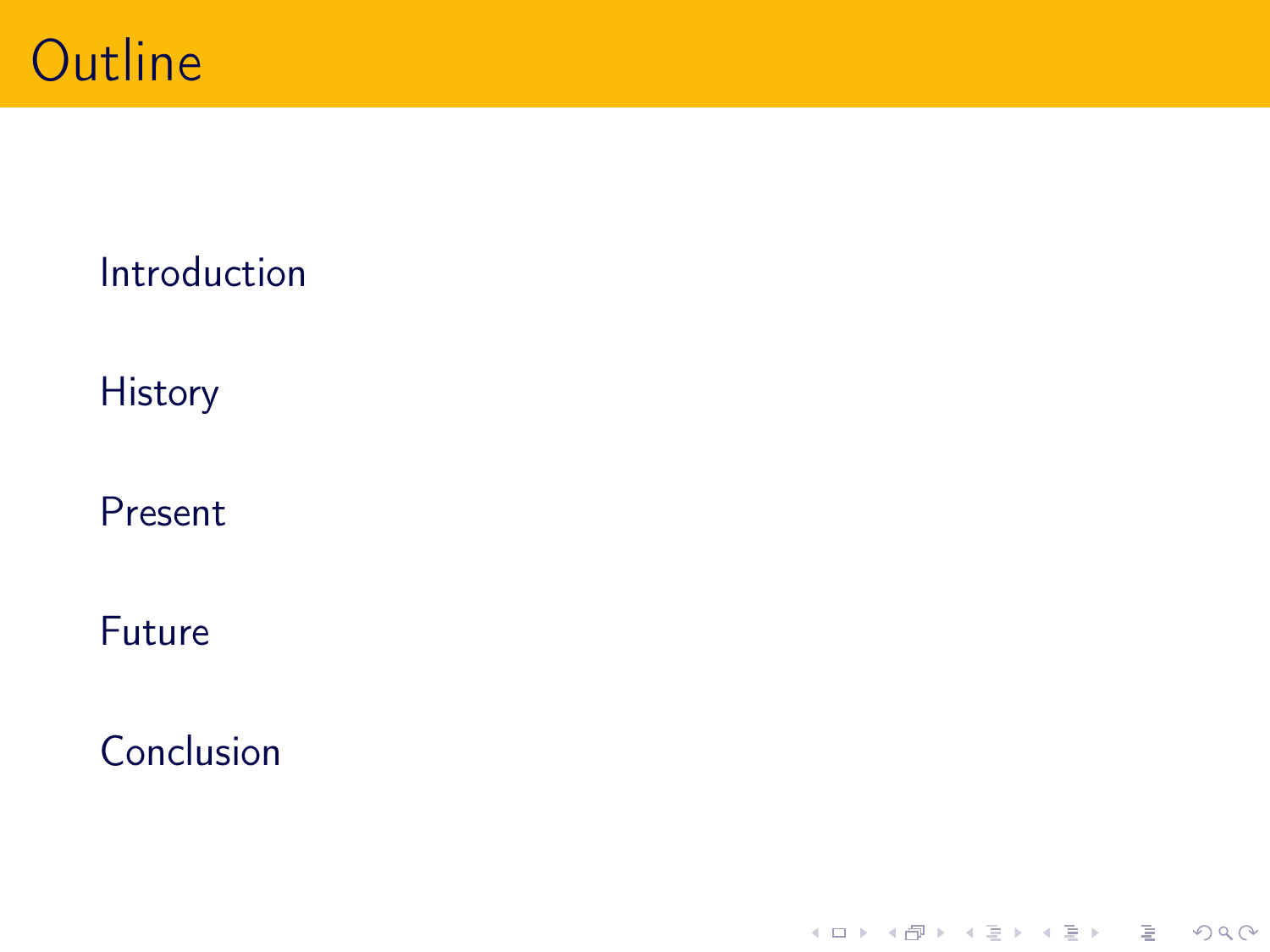# Outline

Introduction

History

Present

Future

Conclusion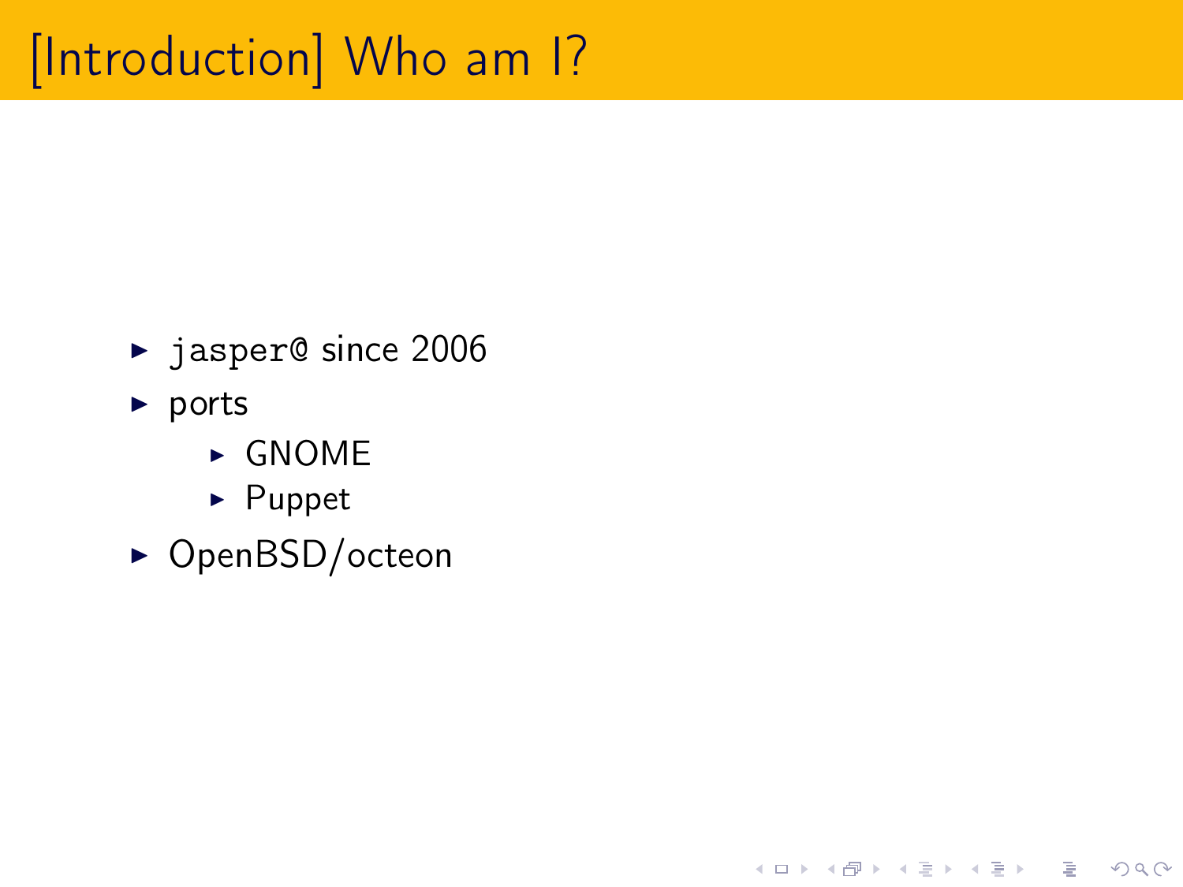# [Introduction] Who am I?

- `jasper@` since 2006
- ports
  - GNOME
  - Puppet
- OpenBSD/octeon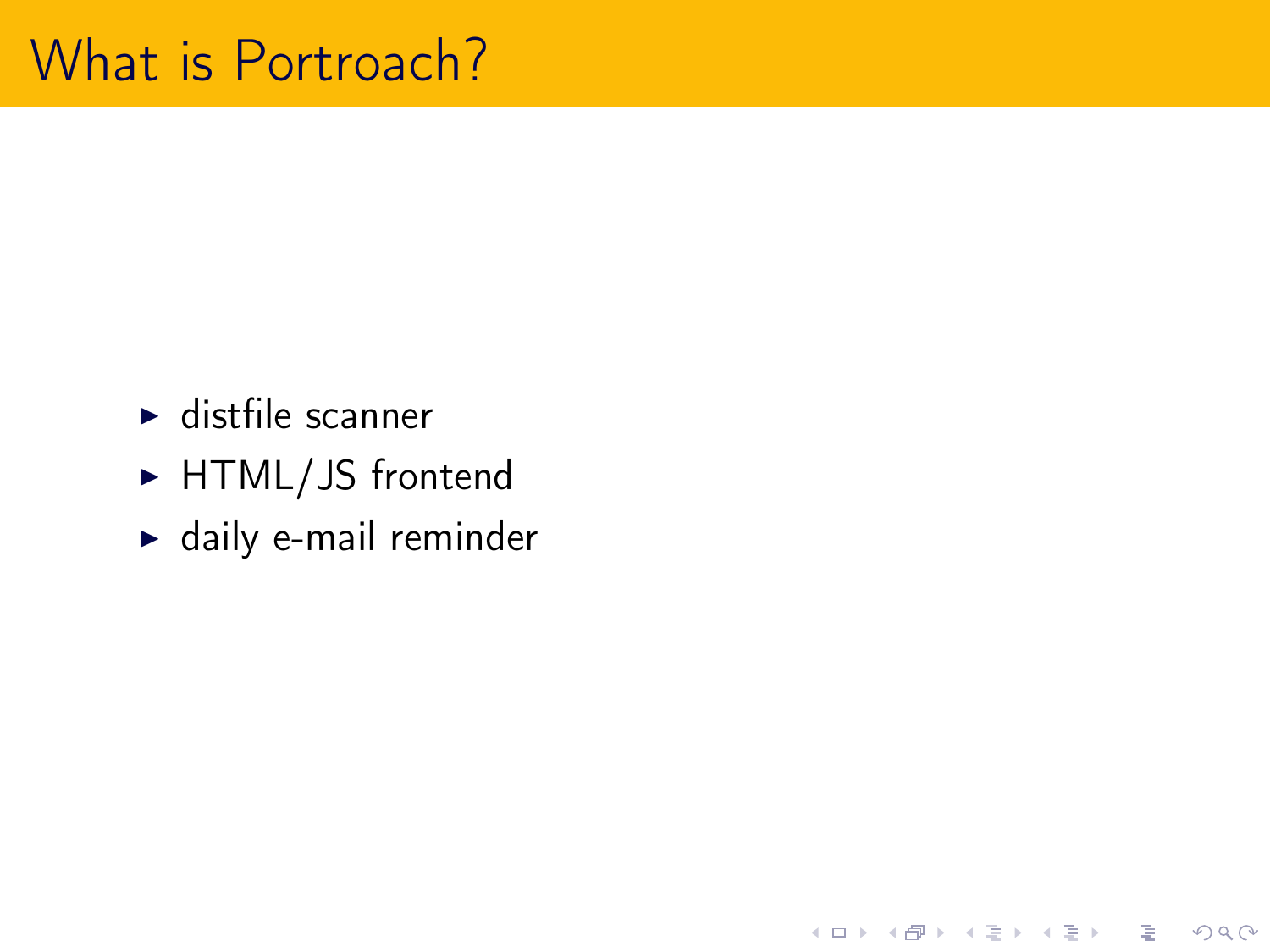# What is Portroach?

- distfile scanner
- HTML/JS frontend
- daily e-mail reminder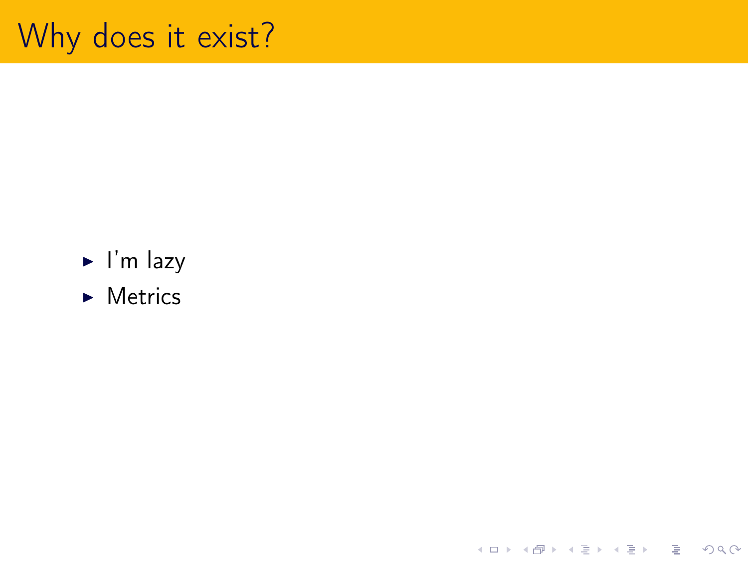# Why does it exist?

- I'm lazy
- Metrics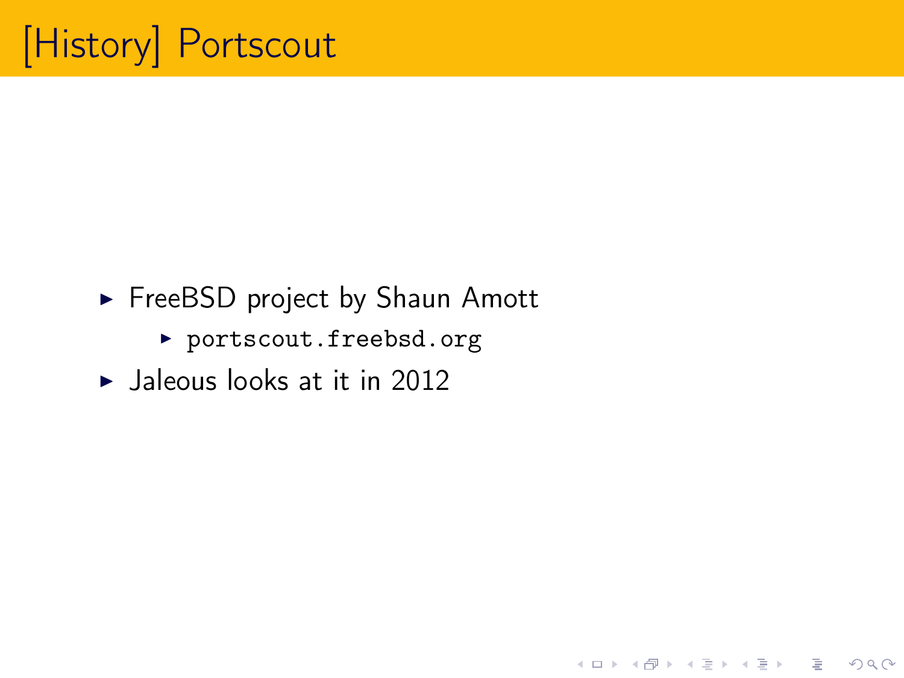# [History] Portscout

- FreeBSD project by Shaun Amott
  - `portscout.freebsd.org`
- Jaleous looks at it in 2012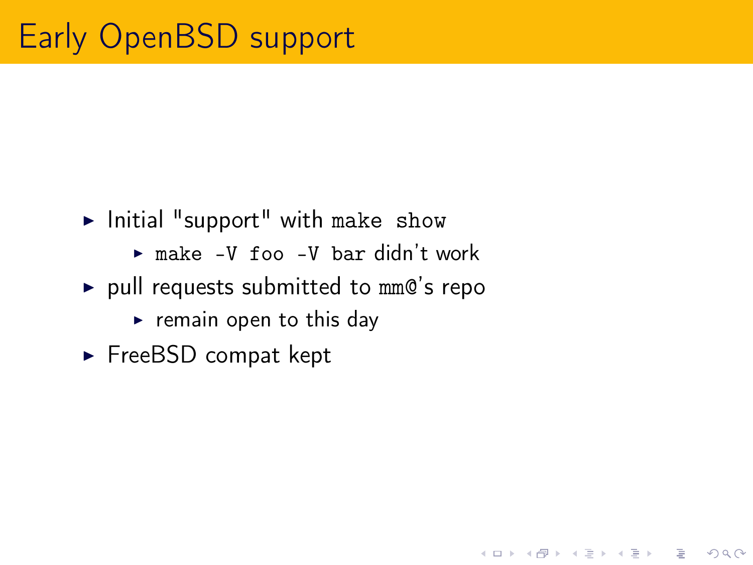# Early OpenBSD support

- Initial "support" with `make show`
  - `make -V foo -V bar` didn't work
- pull requests submitted to `mm@`'s repo
  - remain open to this day
- FreeBSD compat kept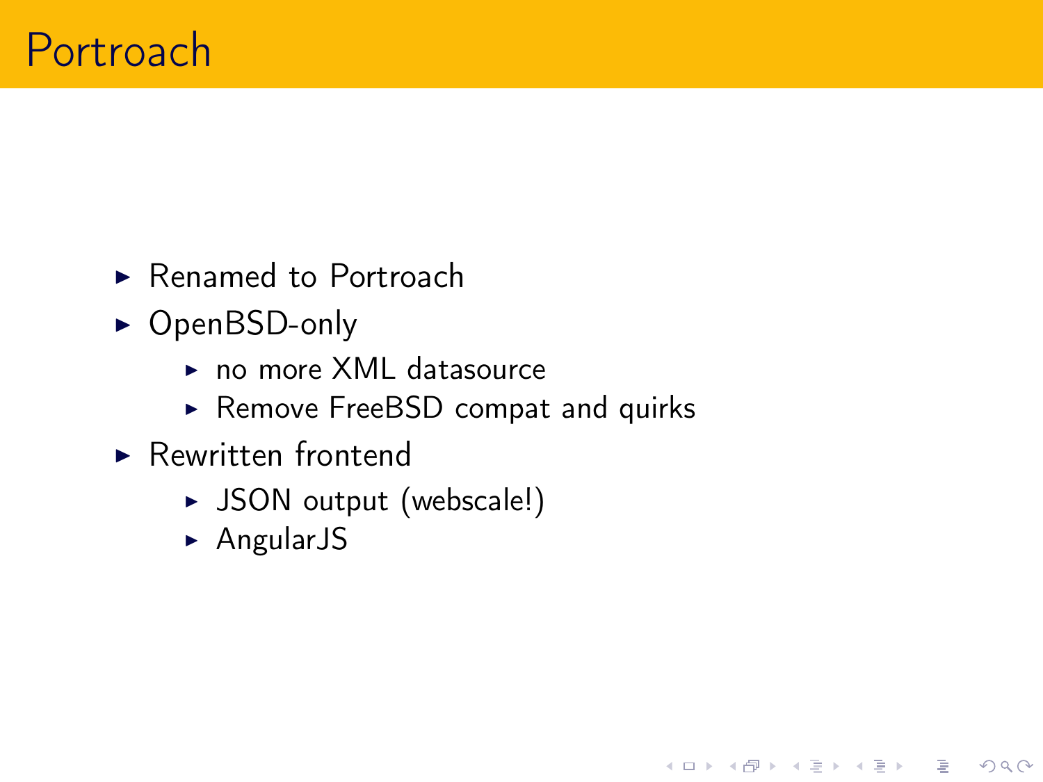# Portroach

- Renamed to Portroach
- OpenBSD-only
  - no more XML datasource
  - Remove FreeBSD compat and quirks
- Rewritten frontend
  - JSON output (webscale!)
  - AngularJS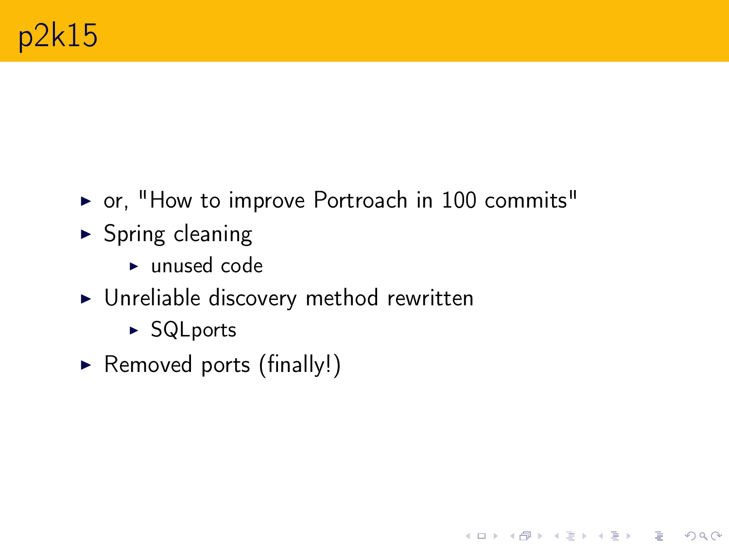# p2k15

- or, "How to improve Portroach in 100 commits"
- Spring cleaning
  - unused code
- Unreliable discovery method rewritten
  - SQLports
- Removed ports (finally!)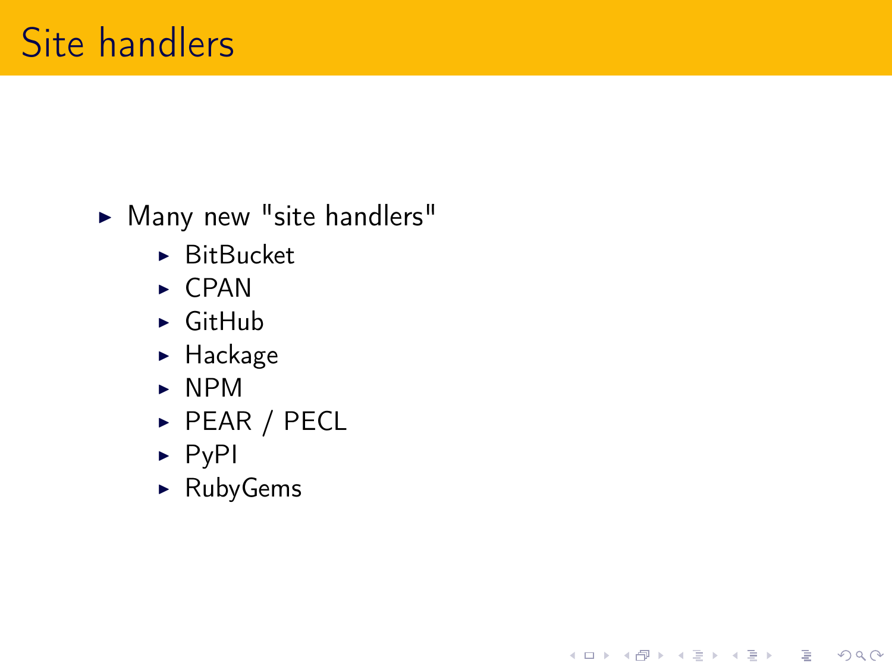# Site handlers

- Many new "site handlers"
  - BitBucket
  - CPAN
  - GitHub
  - Hackage
  - NPM
  - PEAR / PECL
  - PyPI
  - RubyGems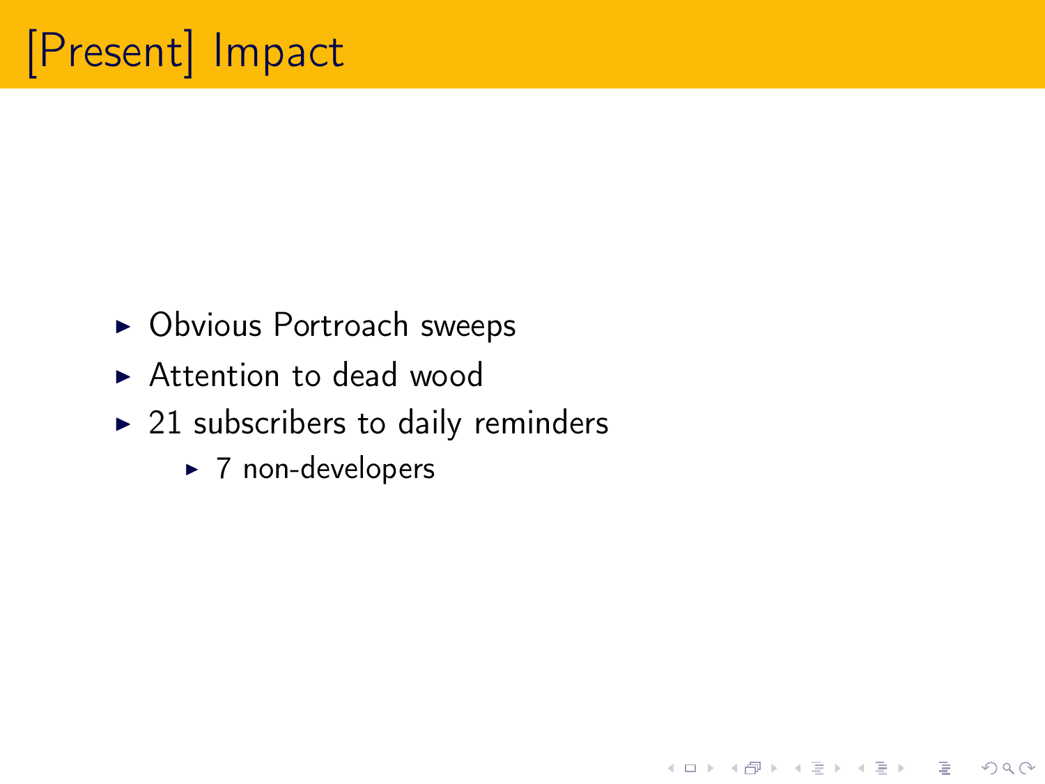# [Present] Impact

- Obvious Portroach sweeps
- Attention to dead wood
- 21 subscribers to daily reminders
  - 7 non-developers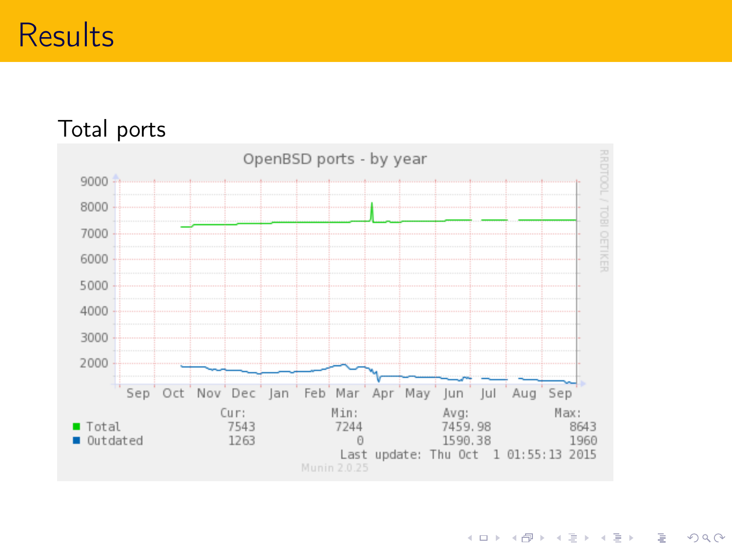# Results

Total ports

OpenBSD ports - by year

| | Cur: | Min: | Avg: | Max: |
|---|---|---|---|---|
| Total | 7543 | 7244 | 7459.98 | 8643 |
| Outdated | 1263 | 0 | 1590.38 | 1960 |

Last update: Thu Oct 1 01:55:13 2015

Munin 2.0.25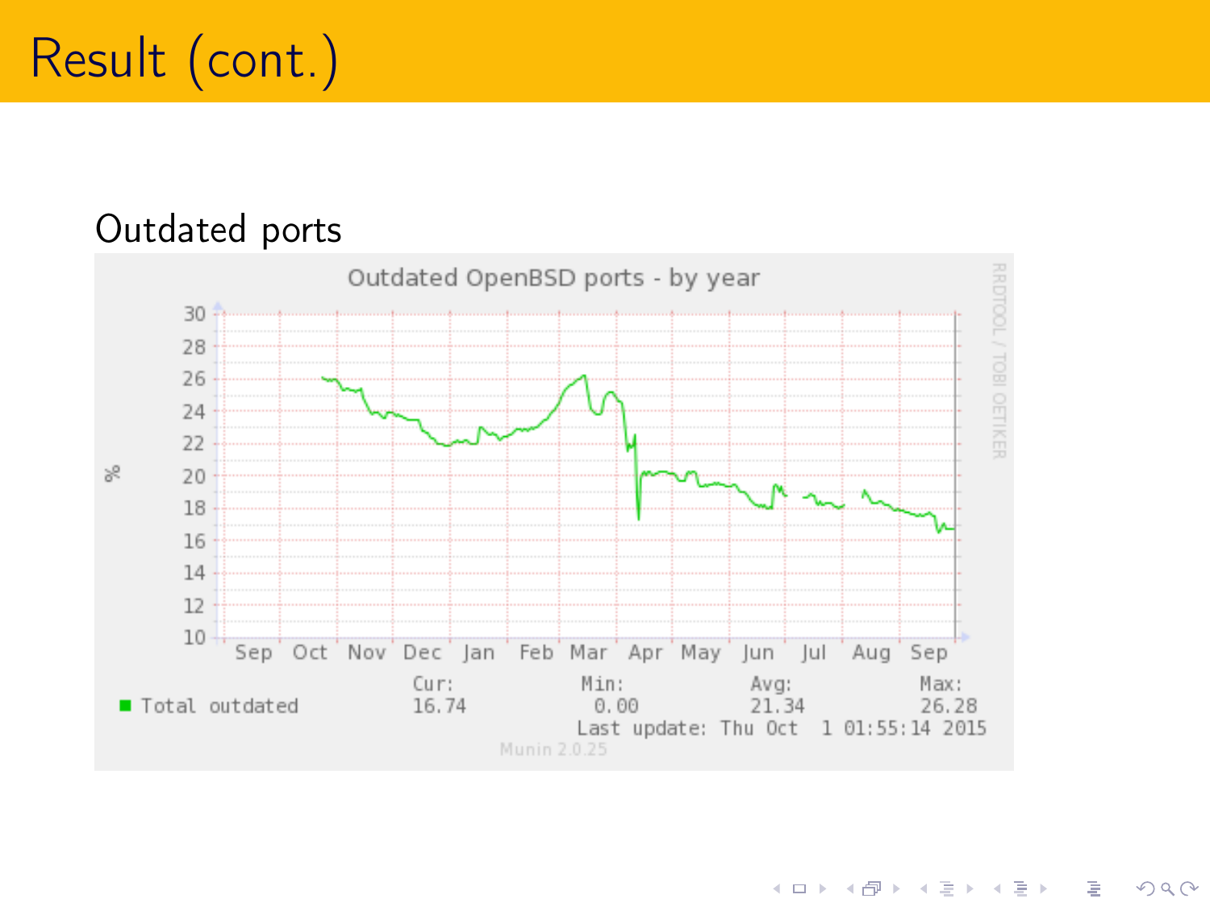# Result (cont.)

Outdated ports

Outdated OpenBSD ports - by year

| | Cur: | Min: | Avg: | Max: |
| --- | --- | --- | --- | --- |
| Total outdated | 16.74 | 0.00 | 21.34 | 26.28 |

Last update: Thu Oct 1 01:55:14 2015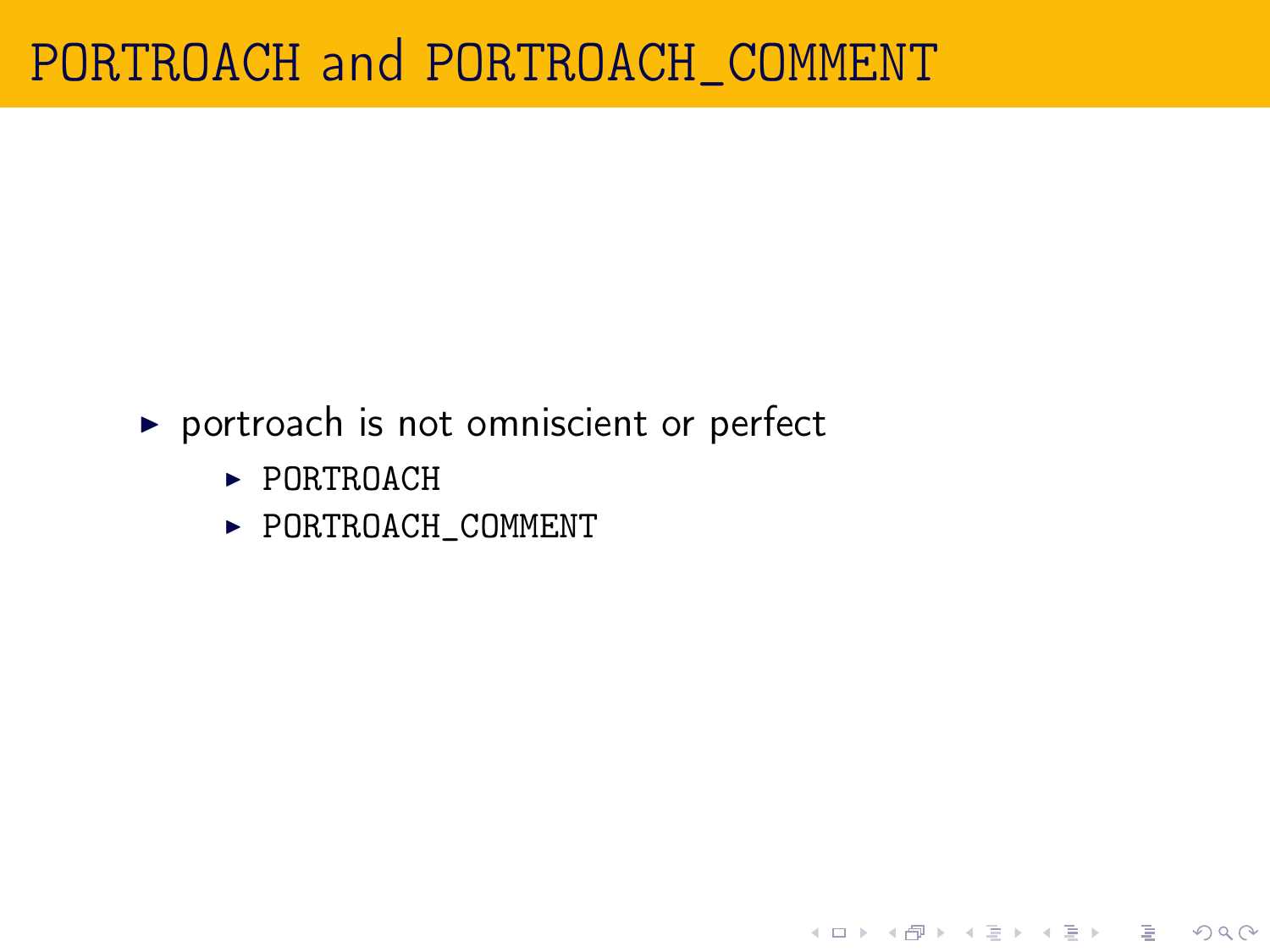# PORTROACH and PORTROACH_COMMENT

- portroach is not omniscient or perfect
  - PORTROACH
  - PORTROACH_COMMENT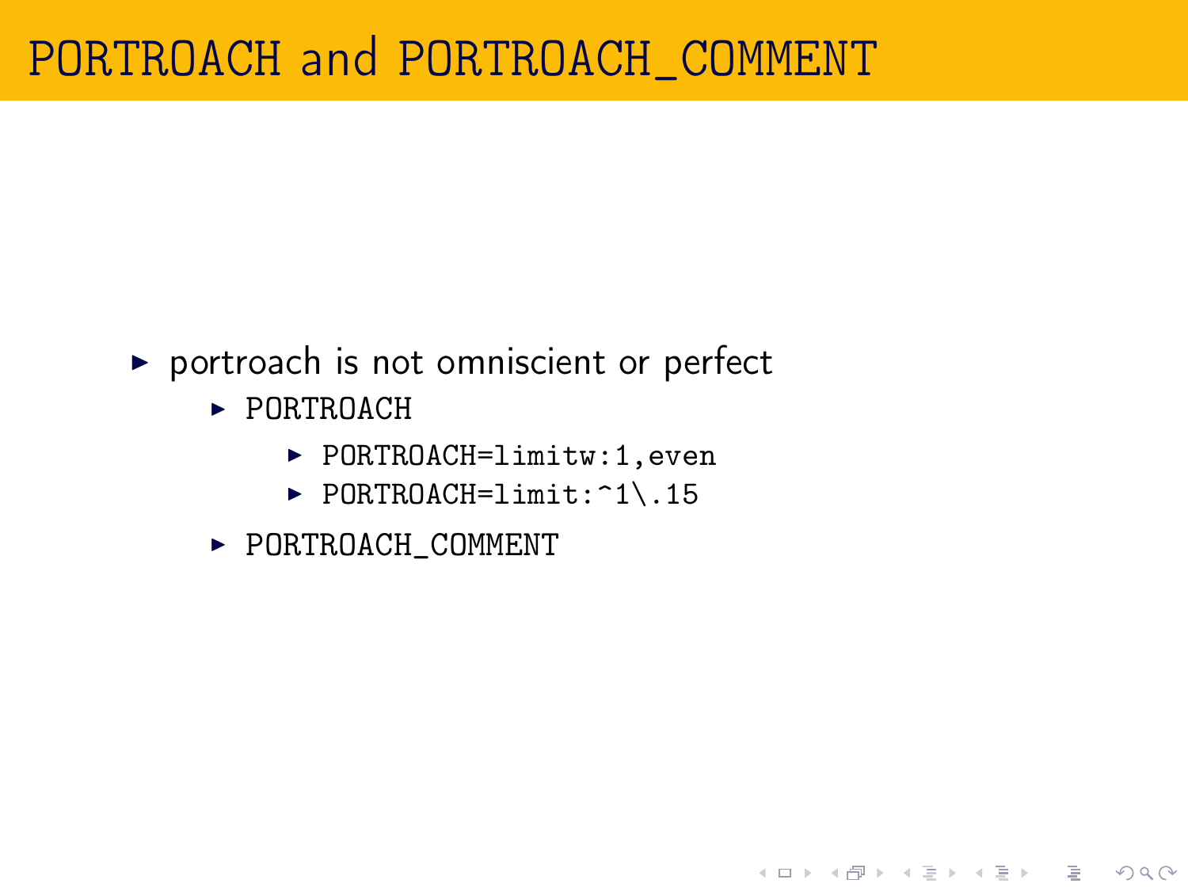# PORTROACH and PORTROACH_COMMENT

- portroach is not omniscient or perfect
  - PORTROACH
    - `PORTROACH=limitw:1,even`
    - `PORTROACH=limit:^1\.15`
  - PORTROACH_COMMENT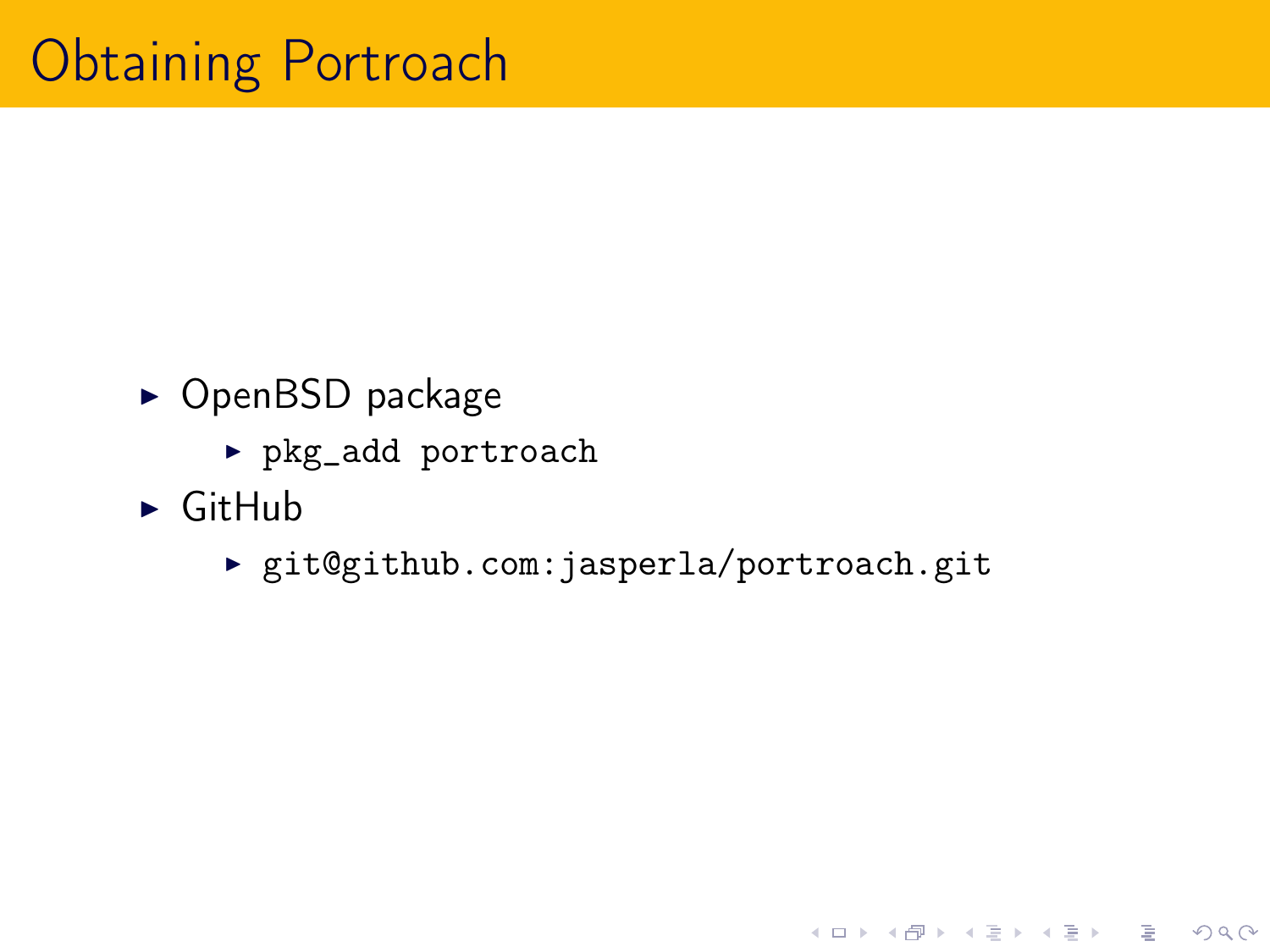# Obtaining Portroach

- OpenBSD package
  - `pkg_add portroach`
- GitHub
  - `git@github.com:jasperla/portroach.git`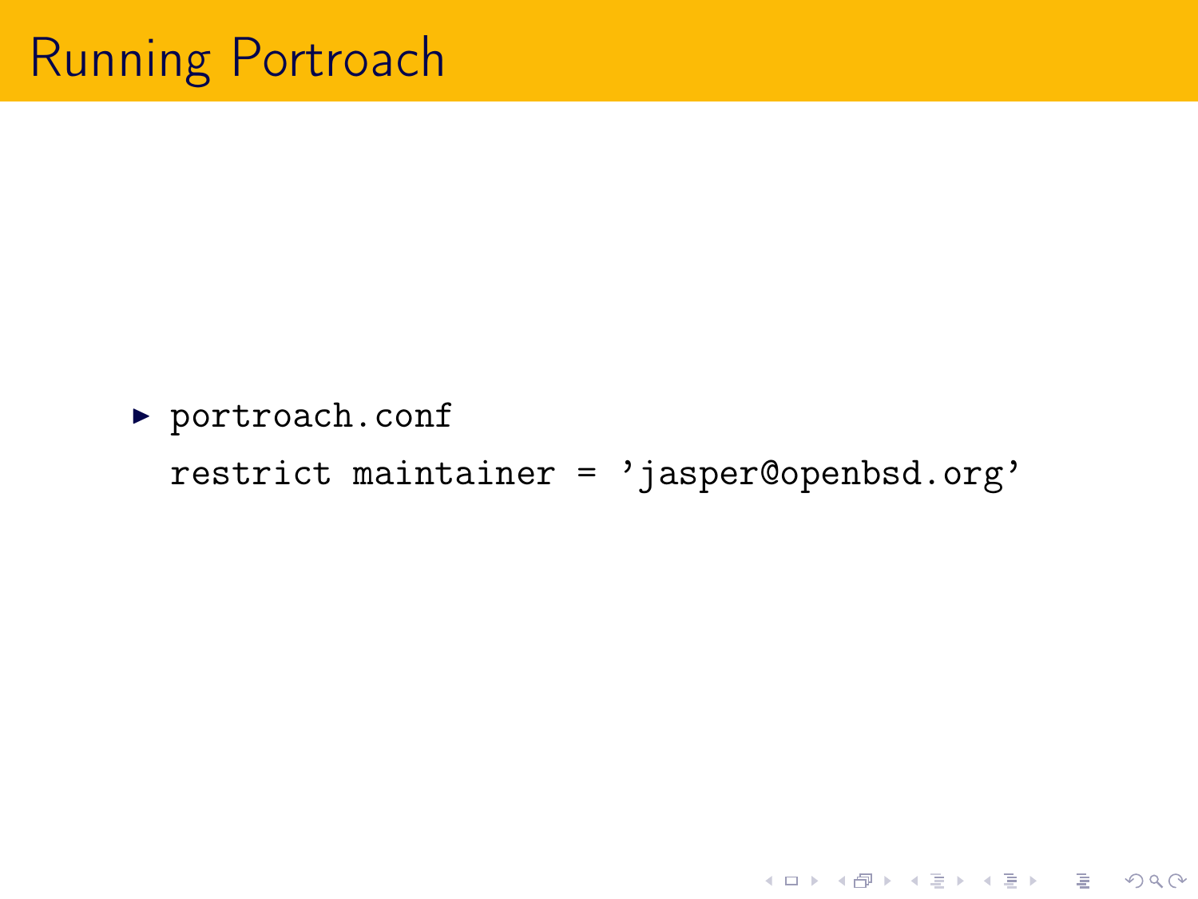# Running Portroach

- `portroach.conf`

```
restrict maintainer = 'jasper@openbsd.org'
```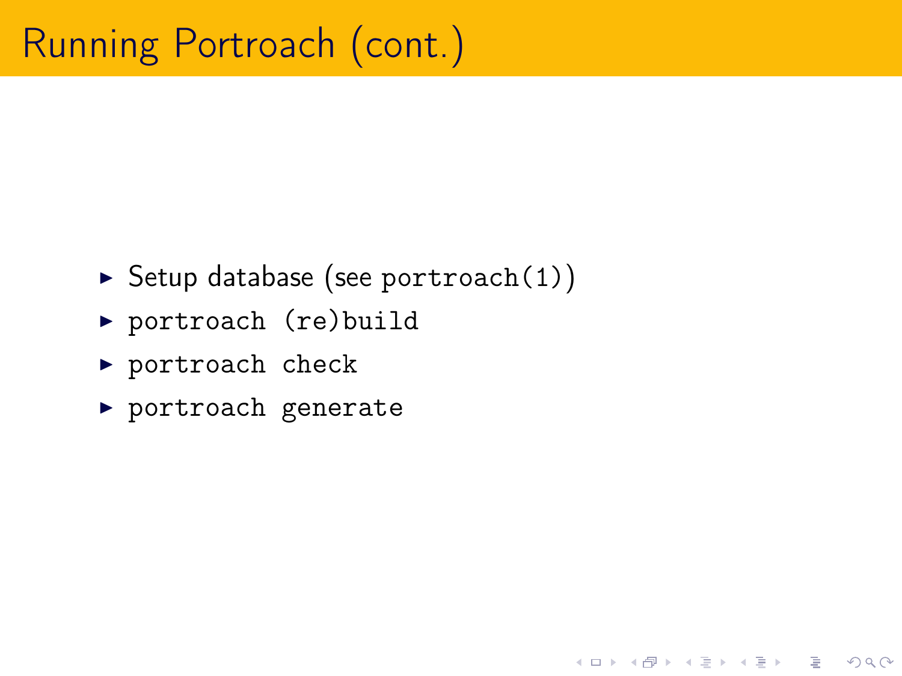# Running Portroach (cont.)

- Setup database (see `portroach(1)`)
- `portroach (re)build`
- `portroach check`
- `portroach generate`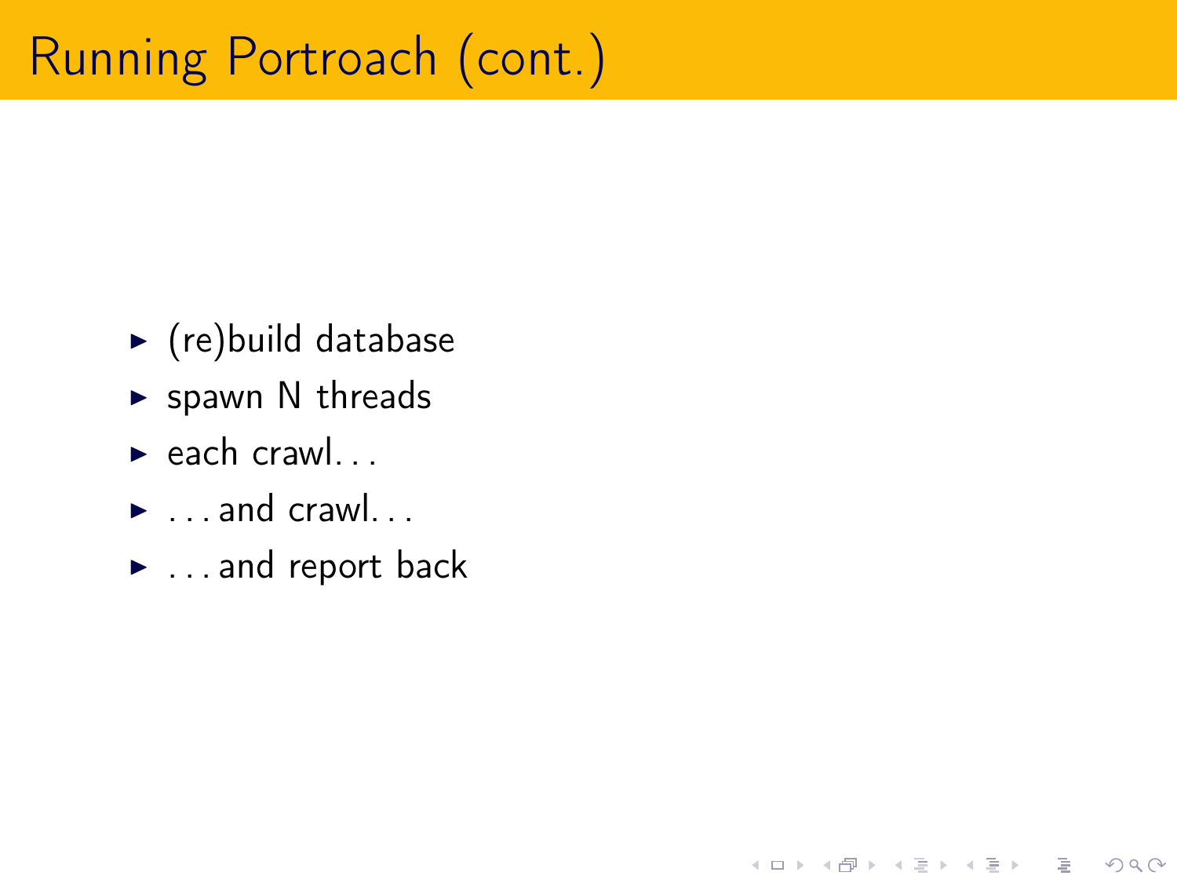# Running Portroach (cont.)

- (re)build database
- spawn N threads
- each crawl...
- ...and crawl...
- ...and report back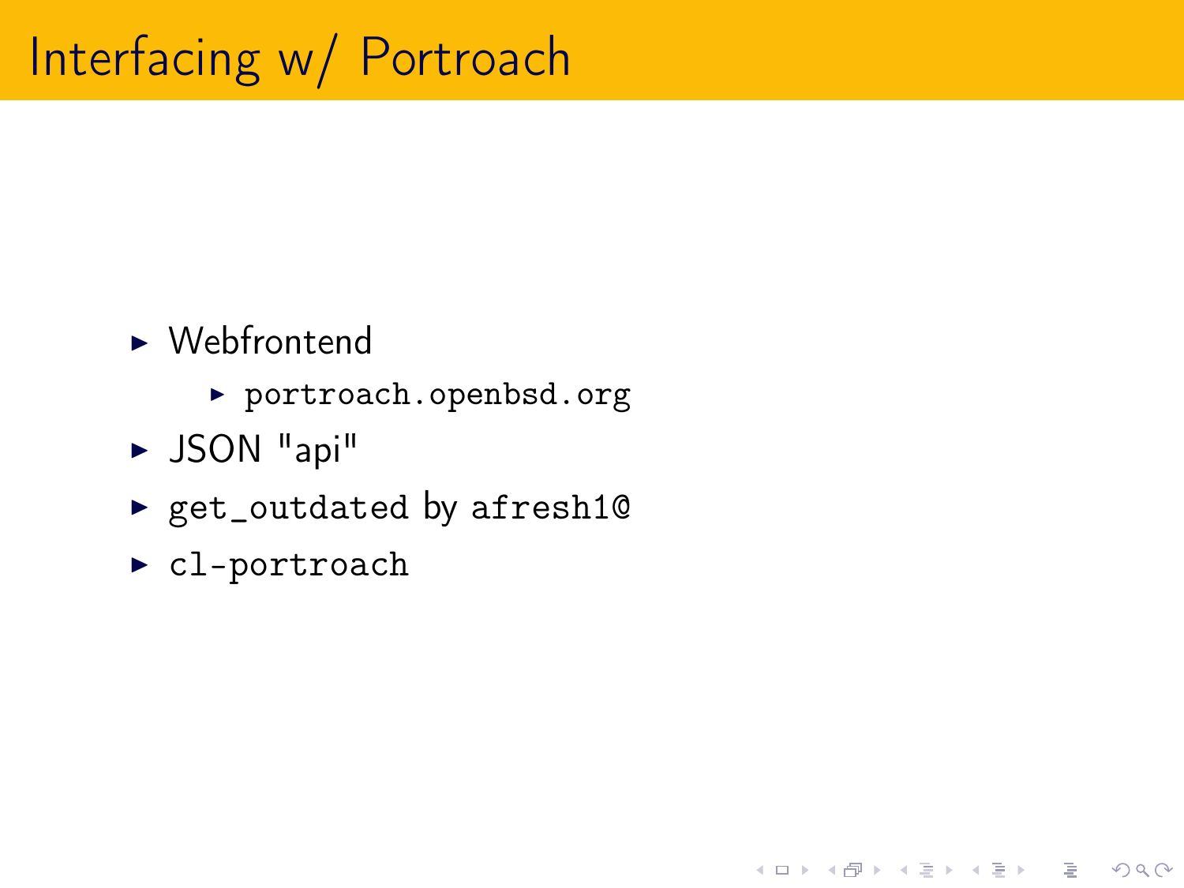# Interfacing w/ Portroach

- Webfrontend
  - `portroach.openbsd.org`
- JSON "api"
- `get_outdated` by `afresh1@`
- `cl-portroach`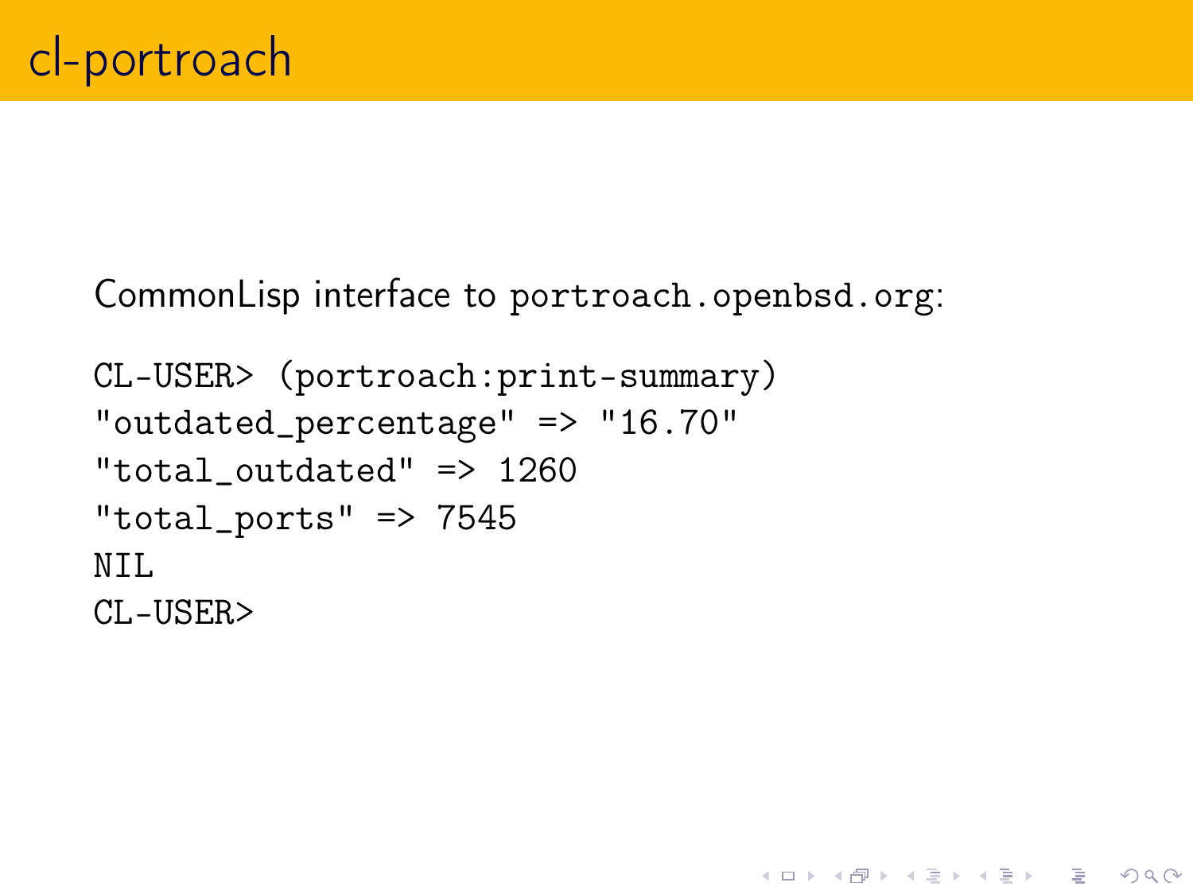# cl-portroach

CommonLisp interface to `portroach.openbsd.org`:

```
CL-USER> (portroach:print-summary)
"outdated_percentage" => "16.70"
"total_outdated" => 1260
"total_ports" => 7545
NIL
CL-USER>
```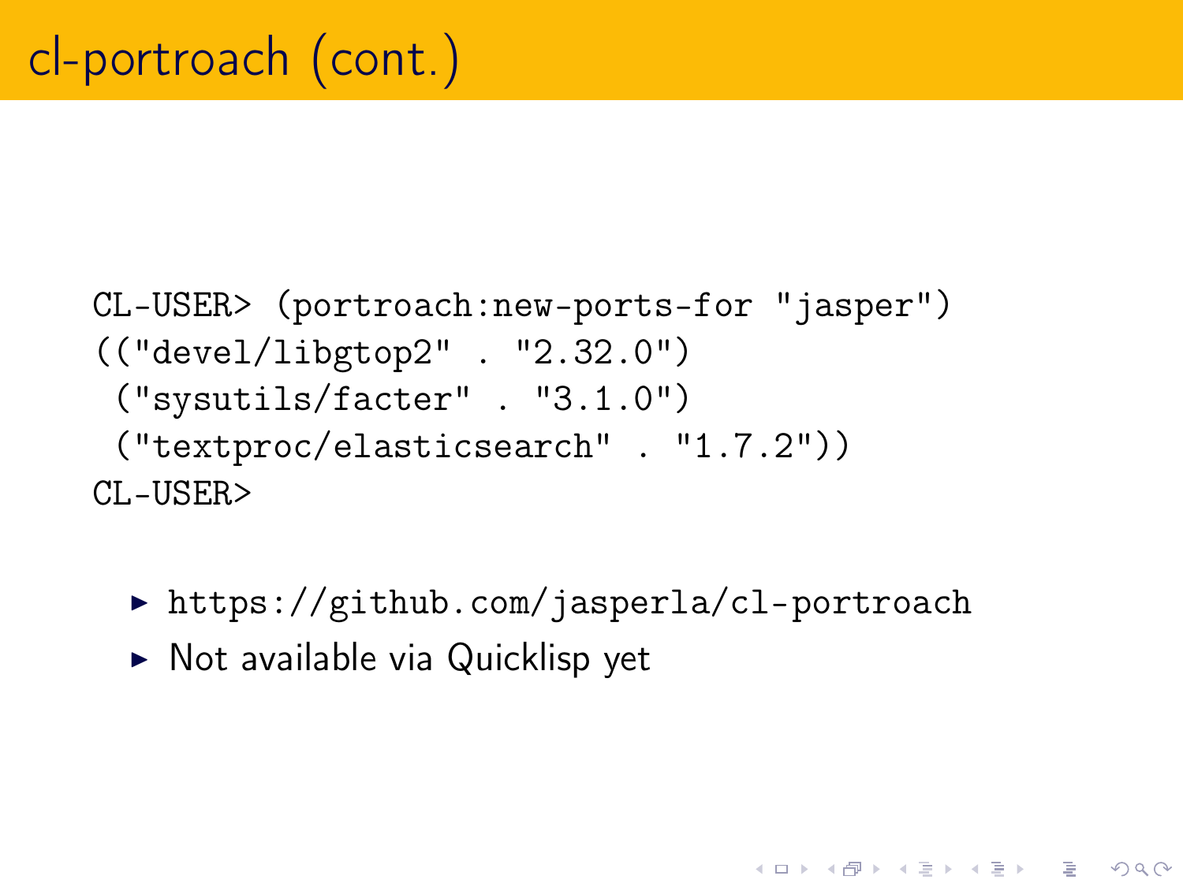# cl-portroach (cont.)

```
CL-USER> (portroach:new-ports-for "jasper")
(("devel/libgtop2" . "2.32.0")
 ("sysutils/facter" . "3.1.0")
 ("textproc/elasticsearch" . "1.7.2"))
CL-USER>
```

- https://github.com/jasperla/cl-portroach
- Not available via Quicklisp yet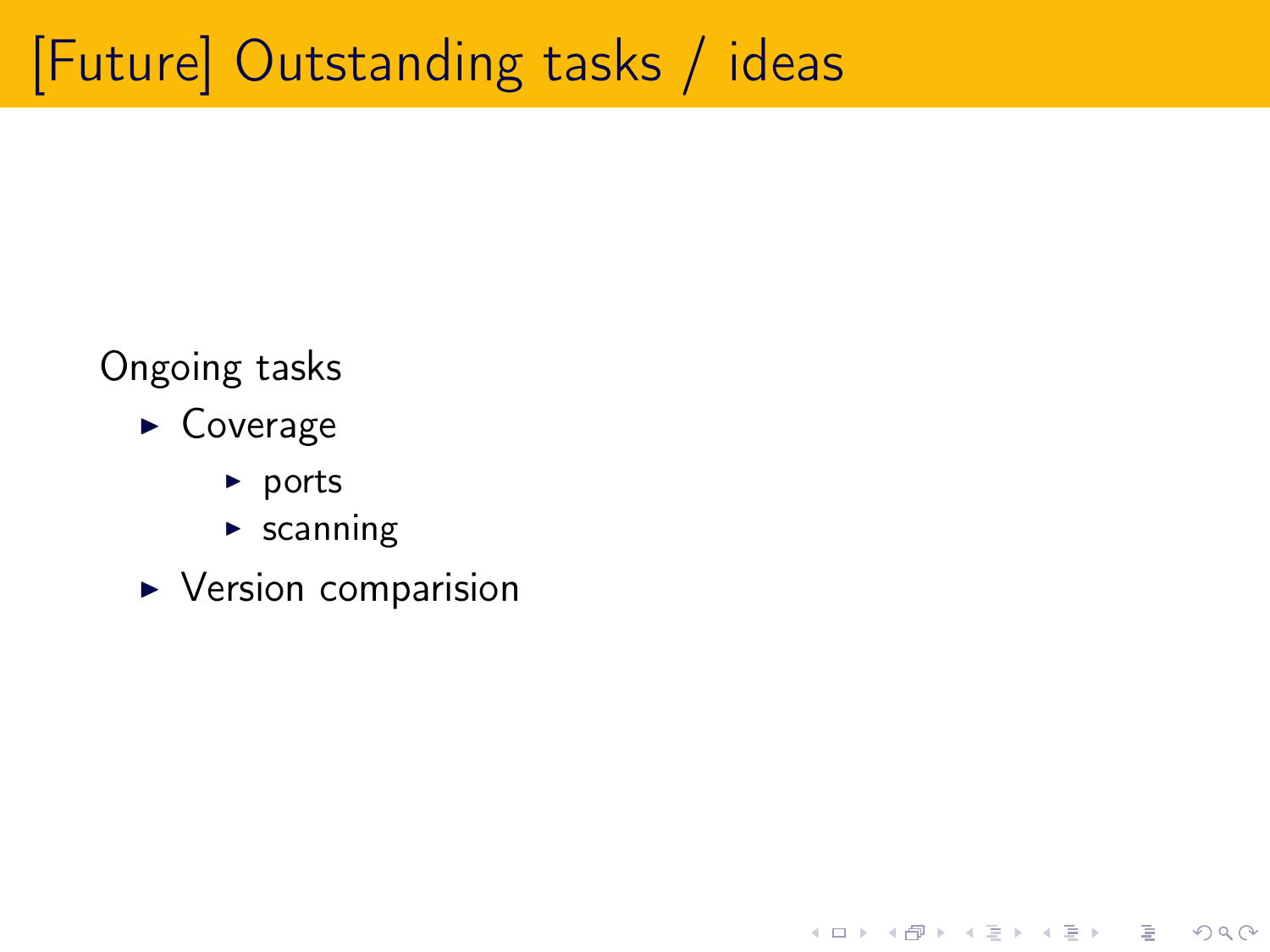# [Future] Outstanding tasks / ideas

Ongoing tasks

- Coverage
  - ports
  - scanning
- Version comparision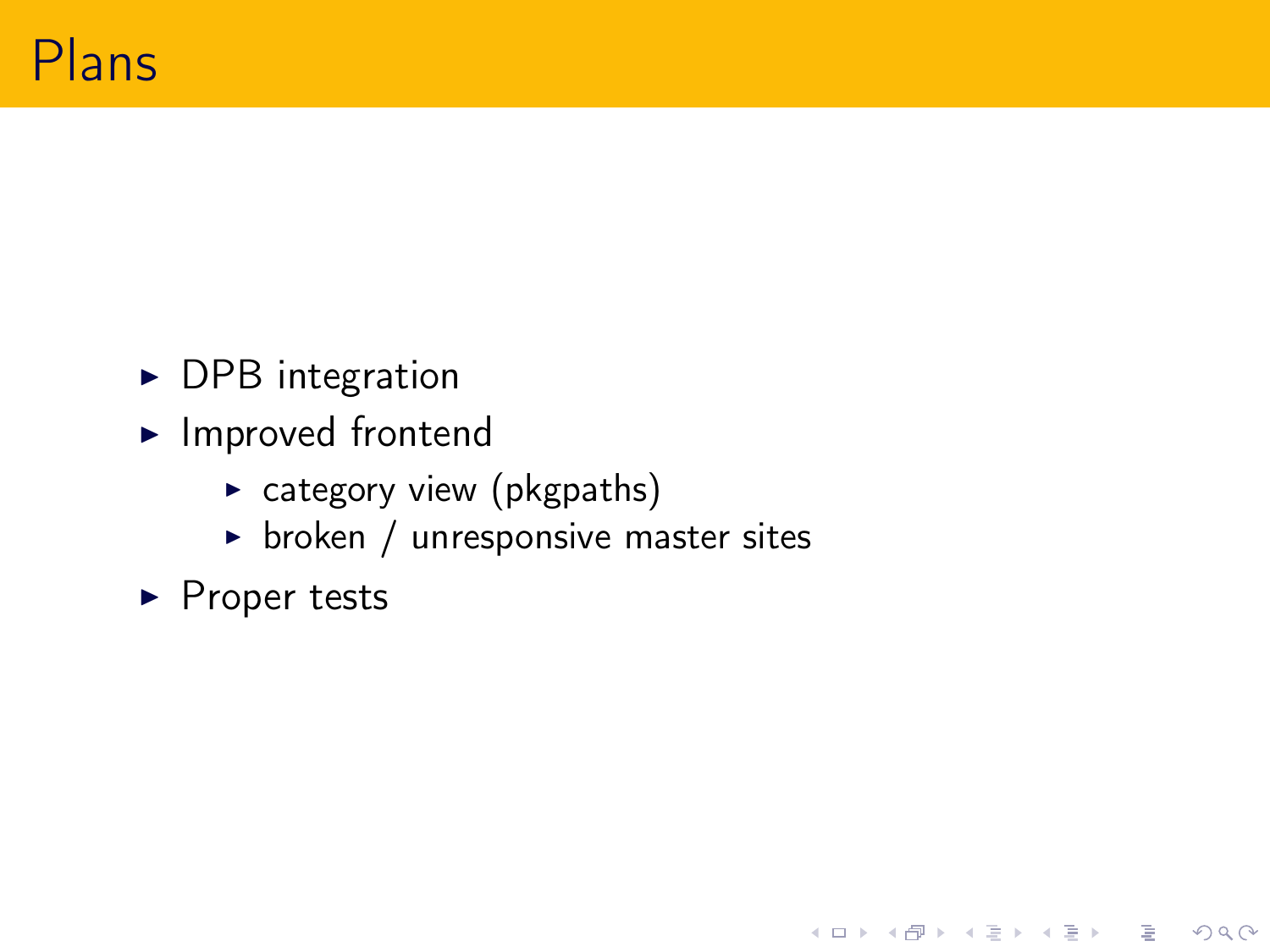# Plans

- DPB integration
- Improved frontend
  - category view (pkgpaths)
  - broken / unresponsive master sites
- Proper tests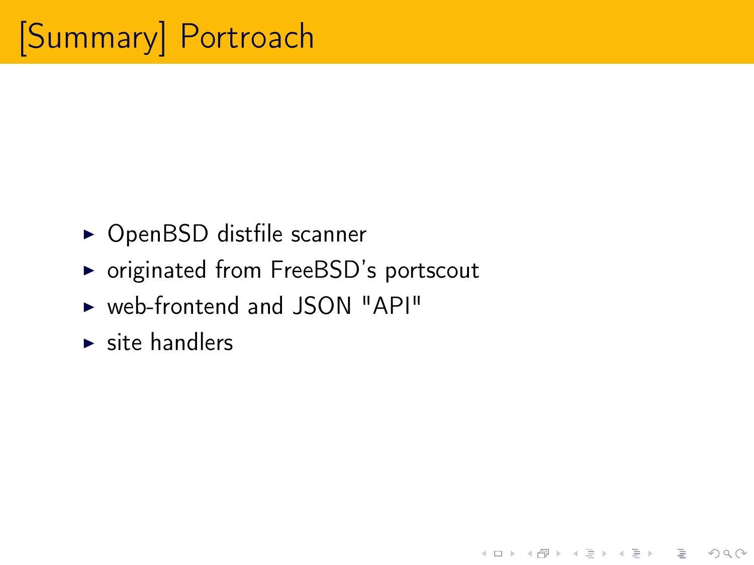# [Summary] Portroach

- OpenBSD distfile scanner
- originated from FreeBSD's portscout
- web-frontend and JSON "API"
- site handlers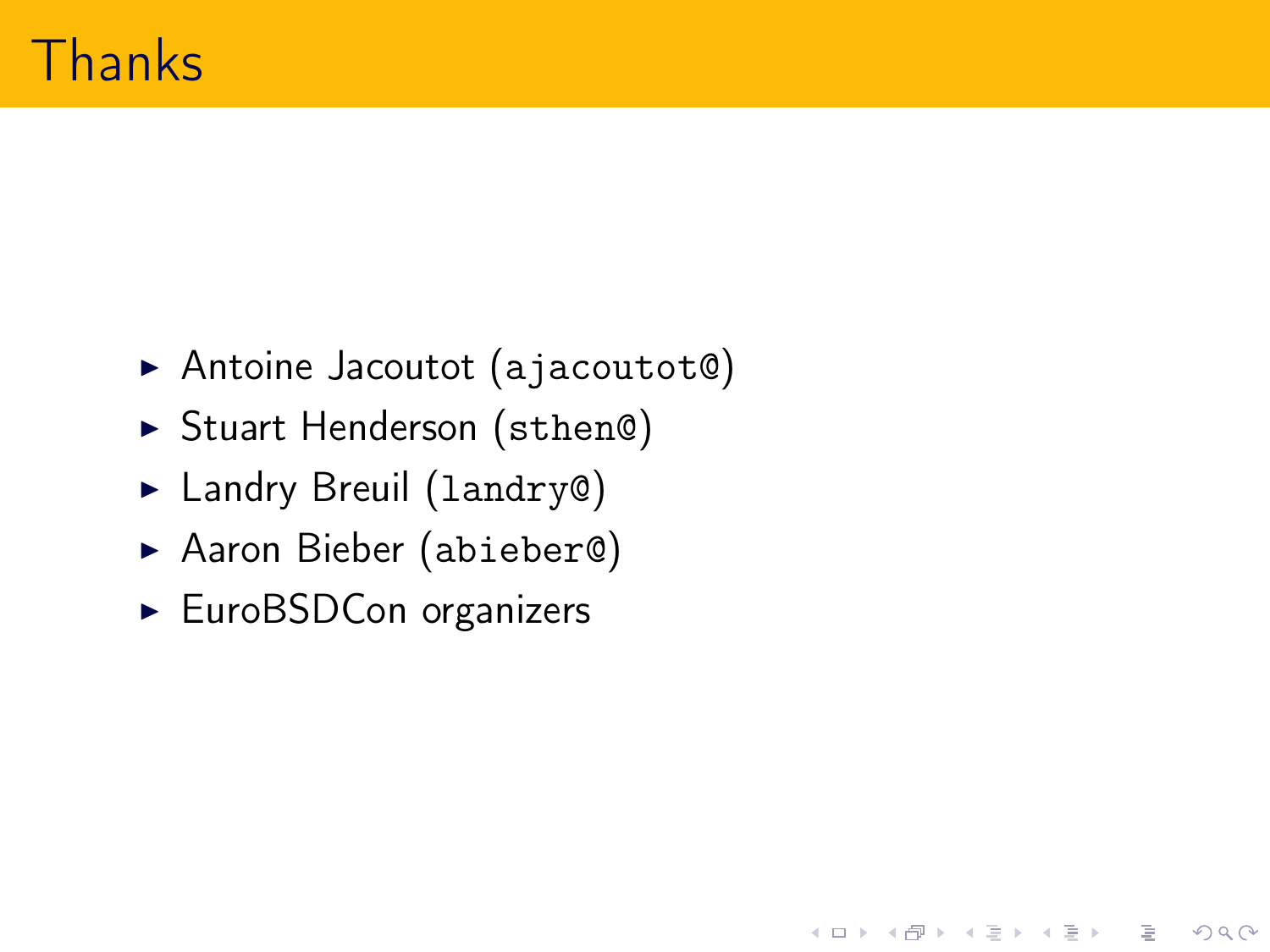# Thanks

- Antoine Jacoutot (`ajacoutot@`)
- Stuart Henderson (`sthen@`)
- Landry Breuil (`landry@`)
- Aaron Bieber (`abieber@`)
- EuroBSDCon organizers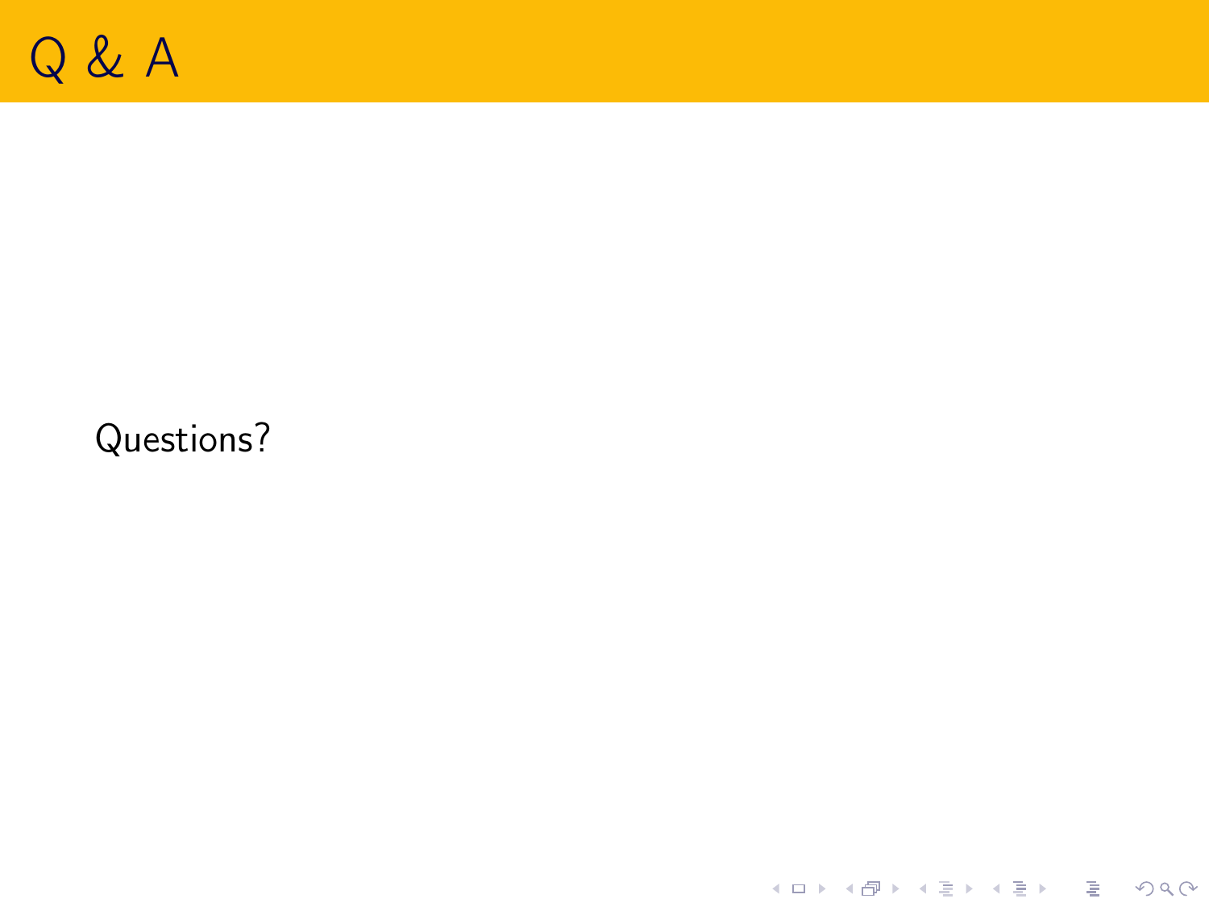# Q & A

Questions?